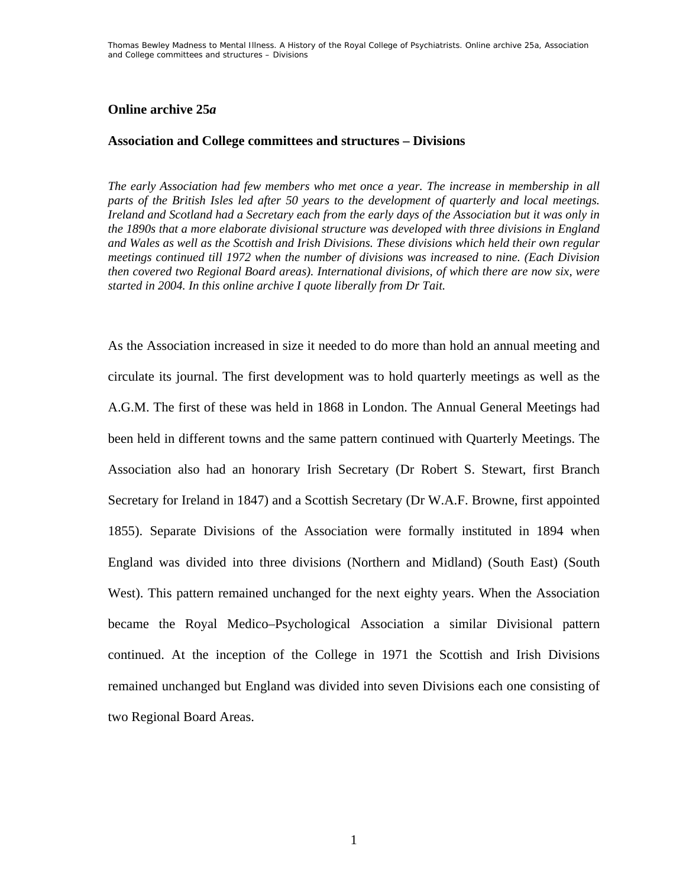## Online archive 25*a*

### Association and College committees and structures – Divisions

*The early Association had few members who met once a year. The increase in membership in all parts of the British Isles led after 50 years to the development of quarterly and local meetings. Ireland and Scotland had a Secretary each from the early days of the Association but it was only in the 1890s that a more elaborate divisional structure was developed with three divisions in England and Wales as well as the Scottish and Irish Divisions. These divisions which held their own regular meetings continued till 1972 when the number of divisions was increased to nine. (Each Division then covered two Regional Board areas). International divisions, of which there are now six, were started in 2004. In this online archive I quote liberally from Dr Tait.*

As the Association increased in size it needed to do more than hold an annual meeting and circulate its journal. The first development was to hold quarterly meetings as well as the A.G.M. The first of these was held in 1868 in London. The Annual General Meetings had been held in different towns and the same pattern continued with Quarterly Meetings. The Association also had an honorary Irish Secretary (Dr Robert S. Stewart, first Branch Secretary for Ireland in 1847) and a Scottish Secretary (Dr W.A.F. Browne, first appointed 1855). Separate Divisions of the Association were formally instituted in 1894 when England was divided into three divisions (Northern and Midland) (South East) (South West). This pattern remained unchanged for the next eighty years. When the Association became the Royal Medico–Psychological Association a similar Divisional pattern continued. At the inception of the College in 1971 the Scottish and Irish Divisions remained unchanged but England was divided into seven Divisions each one consisting of two Regional Board Areas.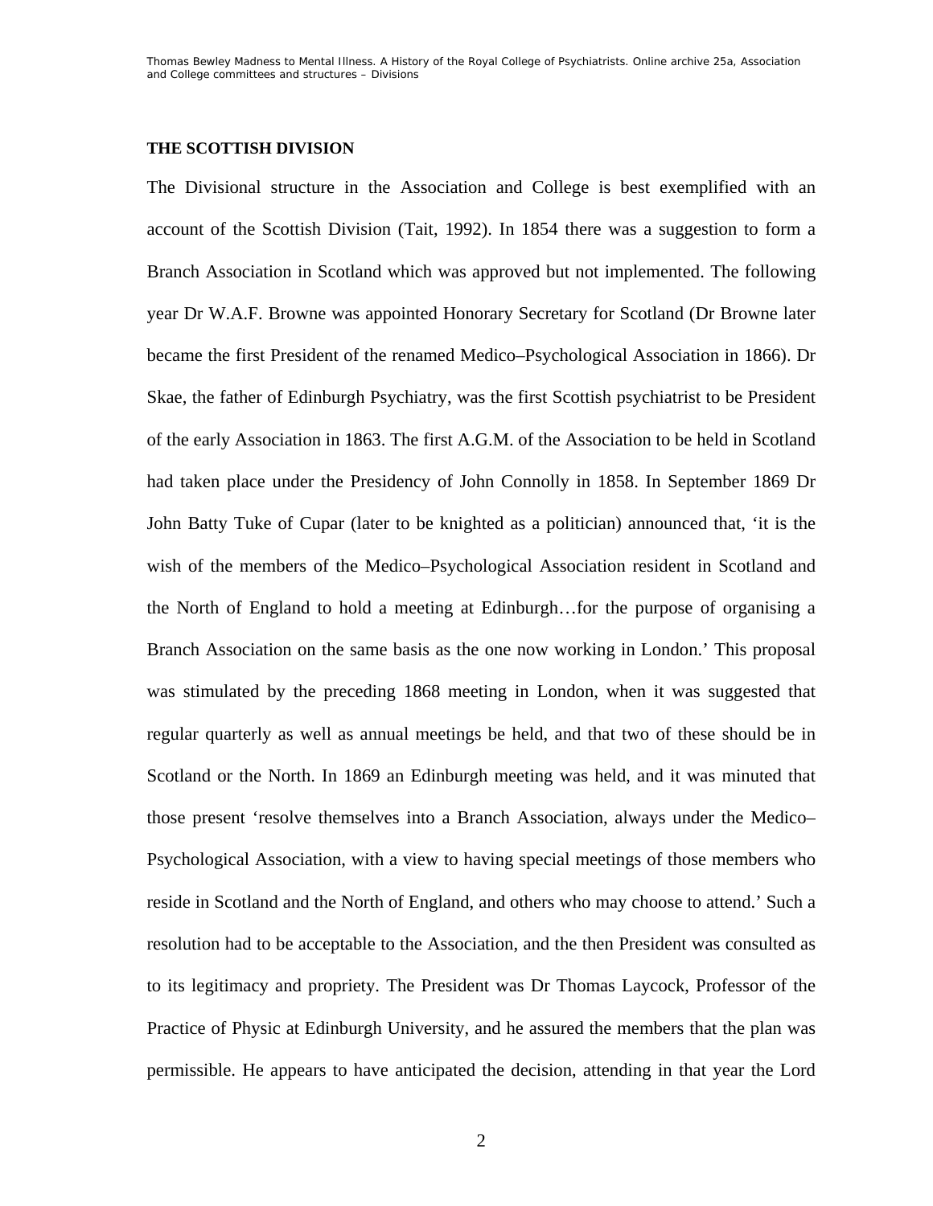## THE SCOTTISH DIVISION

The Divisional structure in the Association and College is best exemplified with an account of the Scottish Division (Tait, 1992). In 1854 there was a suggestion to form a Branch Association in Scotland which was approved but not implemented. The following year Dr W.A.F. Browne was appointed Honorary Secretary for Scotland (Dr Browne later became the first President of the renamed Medico–Psychological Association in 1866). Dr Skae, the father of Edinburgh Psychiatry, was the first Scottish psychiatrist to be President of the early Association in 1863. The first A.G.M. of the Association to be held in Scotland had taken place under the Presidency of John Connolly in 1858. In September 1869 Dr John Batty Tuke of Cupar (later to be knighted as a politician) announced that, 'it is the wish of the members of the Medico–Psychological Association resident in Scotland and the North of England to hold a meeting at Edinburgh…for the purpose of organising a Branch Association on the same basis as the one now working in London.' This proposal was stimulated by the preceding 1868 meeting in London, when it was suggested that regular quarterly as well as annual meetings be held, and that two of these should be in Scotland or the North. In 1869 an Edinburgh meeting was held, and it was minuted that those present 'resolve themselves into a Branch Association, always under the Medico–Psychological Association, with a view to having special meetings of those members who reside in Scotland and the North of England, and others who may choose to attend.' Such a resolution had to be acceptable to the Association, and the then President was consulted as to its legitimacy and propriety. The President was Dr Thomas Laycock, Professor of the Practice of Physic at Edinburgh University, and he assured the members that the plan was permissible. He appears to have anticipated the decision, attending in that year the Lord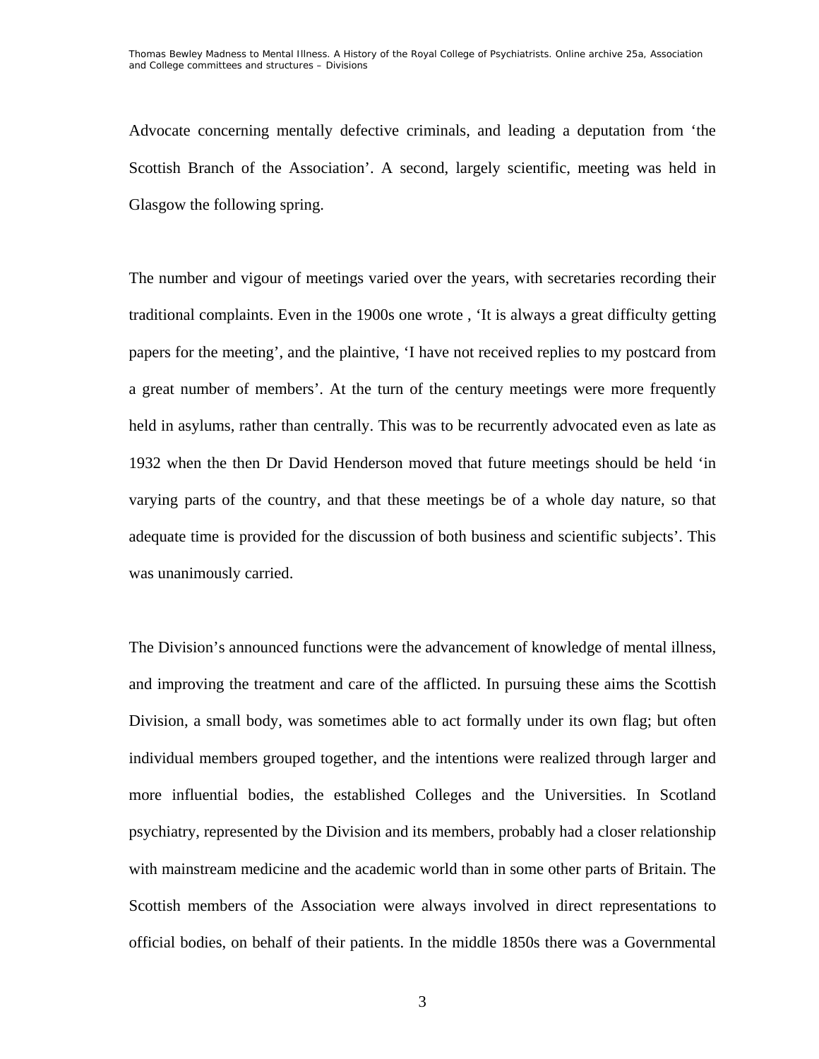Advocate concerning mentally defective criminals, and leading a deputation from 'the Scottish Branch of the Association'. A second, largely scientific, meeting was held in Glasgow the following spring.

The number and vigour of meetings varied over the years, with secretaries recording their traditional complaints. Even in the 1900s one wrote , 'It is always a great difficulty getting papers for the meeting', and the plaintive, 'I have not received replies to my postcard from a great number of members'. At the turn of the century meetings were more frequently held in asylums, rather than centrally. This was to be recurrently advocated even as late as 1932 when the then Dr David Henderson moved that future meetings should be held 'in varying parts of the country, and that these meetings be of a whole day nature, so that adequate time is provided for the discussion of both business and scientific subjects'. This was unanimously carried.

The Division's announced functions were the advancement of knowledge of mental illness, and improving the treatment and care of the afflicted. In pursuing these aims the Scottish Division, a small body, was sometimes able to act formally under its own flag; but often individual members grouped together, and the intentions were realized through larger and more influential bodies, the established Colleges and the Universities. In Scotland psychiatry, represented by the Division and its members, probably had a closer relationship with mainstream medicine and the academic world than in some other parts of Britain. The Scottish members of the Association were always involved in direct representations to official bodies, on behalf of their patients. In the middle 1850s there was a Governmental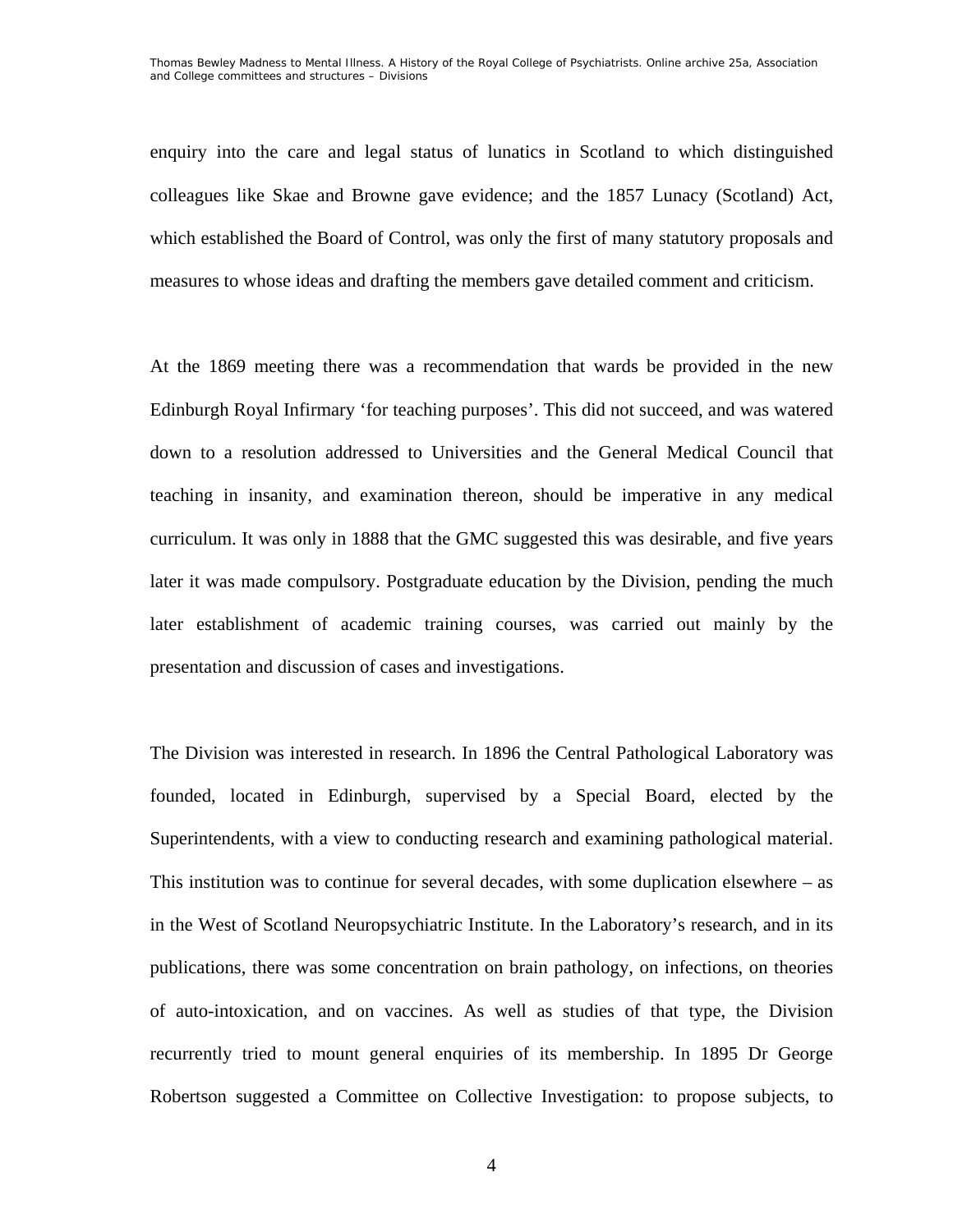enquiry into the care and legal status of lunatics in Scotland to which distinguished colleagues like Skae and Browne gave evidence; and the 1857 Lunacy (Scotland) Act, which established the Board of Control, was only the first of many statutory proposals and measures to whose ideas and drafting the members gave detailed comment and criticism.

At the 1869 meeting there was a recommendation that wards be provided in the new Edinburgh Royal Infirmary 'for teaching purposes'. This did not succeed, and was watered down to a resolution addressed to Universities and the General Medical Council that teaching in insanity, and examination thereon, should be imperative in any medical curriculum. It was only in 1888 that the GMC suggested this was desirable, and five years later it was made compulsory. Postgraduate education by the Division, pending the much later establishment of academic training courses, was carried out mainly by the presentation and discussion of cases and investigations.

The Division was interested in research. In 1896 the Central Pathological Laboratory was founded, located in Edinburgh, supervised by a Special Board, elected by the Superintendents, with a view to conducting research and examining pathological material. This institution was to continue for several decades, with some duplication elsewhere – as in the West of Scotland Neuropsychiatric Institute. In the Laboratory's research, and in its publications, there was some concentration on brain pathology, on infections, on theories of auto-intoxication, and on vaccines. As well as studies of that type, the Division recurrently tried to mount general enquiries of its membership. In 1895 Dr George Robertson suggested a Committee on Collective Investigation: to propose subjects, to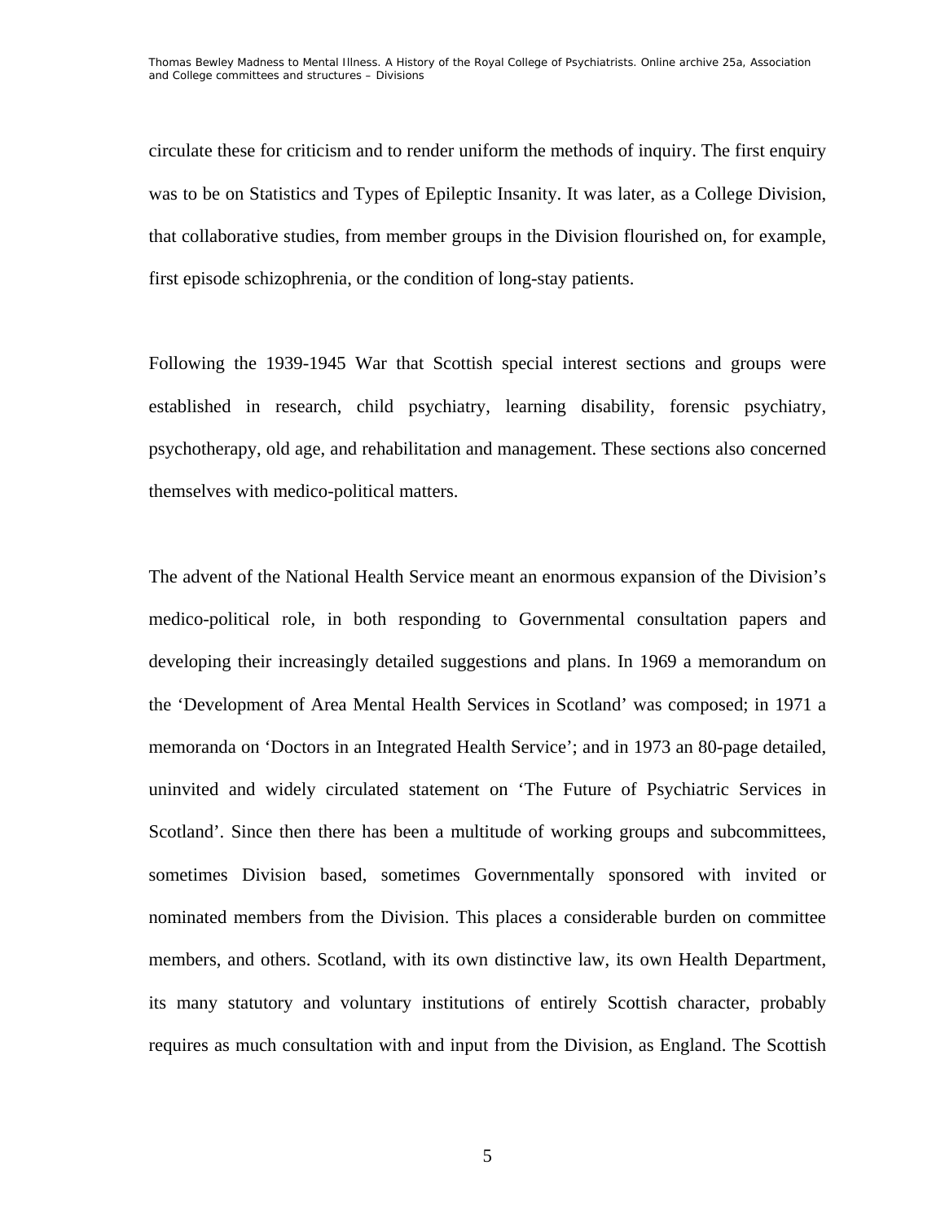circulate these for criticism and to render uniform the methods of inquiry. The first enquiry was to be on Statistics and Types of Epileptic Insanity. It was later, as a College Division, that collaborative studies, from member groups in the Division flourished on, for example, first episode schizophrenia, or the condition of long-stay patients.

Following the 1939-1945 War that Scottish special interest sections and groups were established in research, child psychiatry, learning disability, forensic psychiatry, psychotherapy, old age, and rehabilitation and management. These sections also concerned themselves with medico-political matters.

The advent of the National Health Service meant an enormous expansion of the Division's medico-political role, in both responding to Governmental consultation papers and developing their increasingly detailed suggestions and plans. In 1969 a memorandum on the 'Development of Area Mental Health Services in Scotland' was composed; in 1971 a memoranda on 'Doctors in an Integrated Health Service'; and in 1973 an 80-page detailed, uninvited and widely circulated statement on 'The Future of Psychiatric Services in Scotland'. Since then there has been a multitude of working groups and subcommittees, sometimes Division based, sometimes Governmentally sponsored with invited or nominated members from the Division. This places a considerable burden on committee members, and others. Scotland, with its own distinctive law, its own Health Department, its many statutory and voluntary institutions of entirely Scottish character, probably requires as much consultation with and input from the Division, as England. The Scottish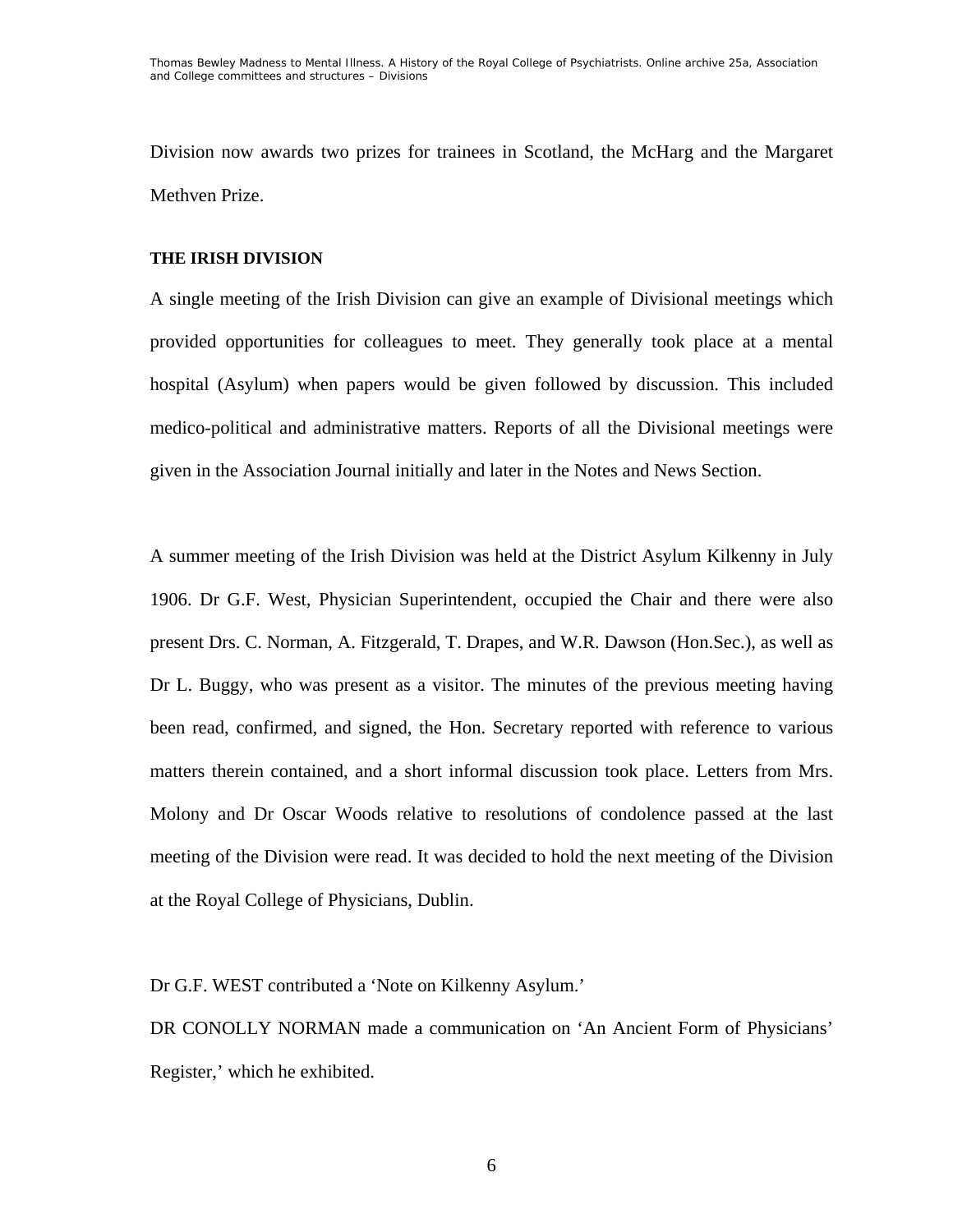Division now awards two prizes for trainees in Scotland, the McHarg and the Margaret Methven Prize.

**THE IRISH DIVISION**

A single meeting of the Irish Division can give an example of Divisional meetings which provided opportunities for colleagues to meet. They generally took place at a mental hospital (Asylum) when papers would be given followed by discussion. This included medico-political and administrative matters. Reports of all the Divisional meetings were given in the Association Journal initially and later in the Notes and News Section.

A summer meeting of the Irish Division was held at the District Asylum Kilkenny in July 1906. Dr G.F. West, Physician Superintendent, occupied the Chair and there were also present Drs. C. Norman, A. Fitzgerald, T. Drapes, and W.R. Dawson (Hon.Sec.), as well as Dr L. Buggy, who was present as a visitor. The minutes of the previous meeting having been read, confirmed, and signed, the Hon. Secretary reported with reference to various matters therein contained, and a short informal discussion took place. Letters from Mrs. Molony and Dr Oscar Woods relative to resolutions of condolence passed at the last meeting of the Division were read. It was decided to hold the next meeting of the Division at the Royal College of Physicians, Dublin.

Dr G.F. WEST contributed a 'Note on Kilkenny Asylum.'

DR CONOLLY NORMAN made a communication on 'An Ancient Form of Physicians' Register,' which he exhibited.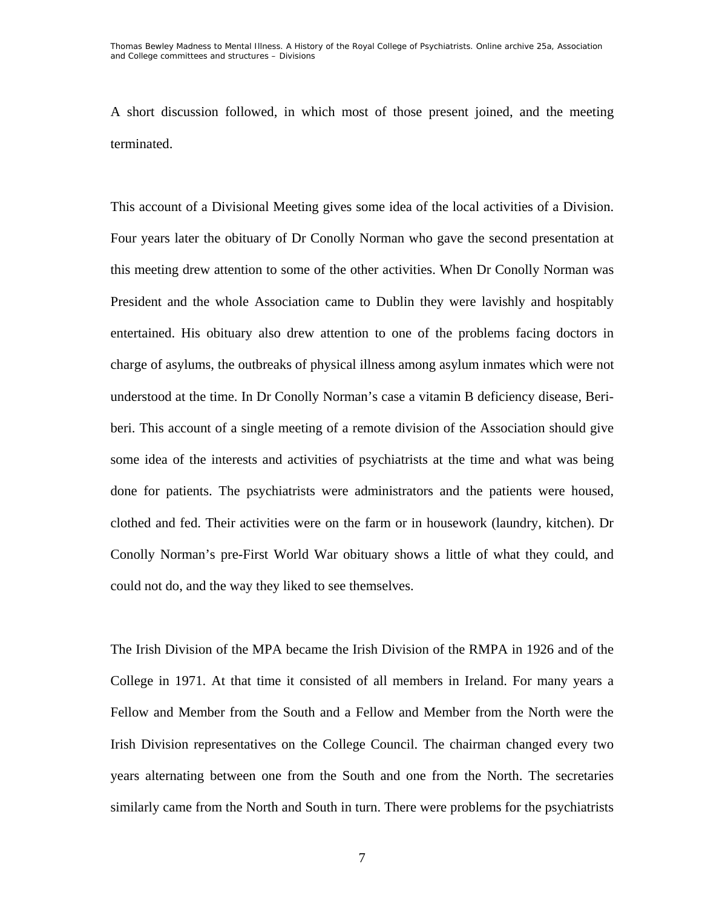A short discussion followed, in which most of those present joined, and the meeting terminated.

This account of a Divisional Meeting gives some idea of the local activities of a Division. Four years later the obituary of Dr Conolly Norman who gave the second presentation at this meeting drew attention to some of the other activities. When Dr Conolly Norman was President and the whole Association came to Dublin they were lavishly and hospitably entertained. His obituary also drew attention to one of the problems facing doctors in charge of asylums, the outbreaks of physical illness among asylum inmates which were not understood at the time. In Dr Conolly Norman's case a vitamin B deficiency disease, Beri-beri. This account of a single meeting of a remote division of the Association should give some idea of the interests and activities of psychiatrists at the time and what was being done for patients. The psychiatrists were administrators and the patients were housed, clothed and fed. Their activities were on the farm or in housework (laundry, kitchen). Dr Conolly Norman's pre-First World War obituary shows a little of what they could, and could not do, and the way they liked to see themselves.

The Irish Division of the MPA became the Irish Division of the RMPA in 1926 and of the College in 1971. At that time it consisted of all members in Ireland. For many years a Fellow and Member from the South and a Fellow and Member from the North were the Irish Division representatives on the College Council. The chairman changed every two years alternating between one from the South and one from the North. The secretaries similarly came from the North and South in turn. There were problems for the psychiatrists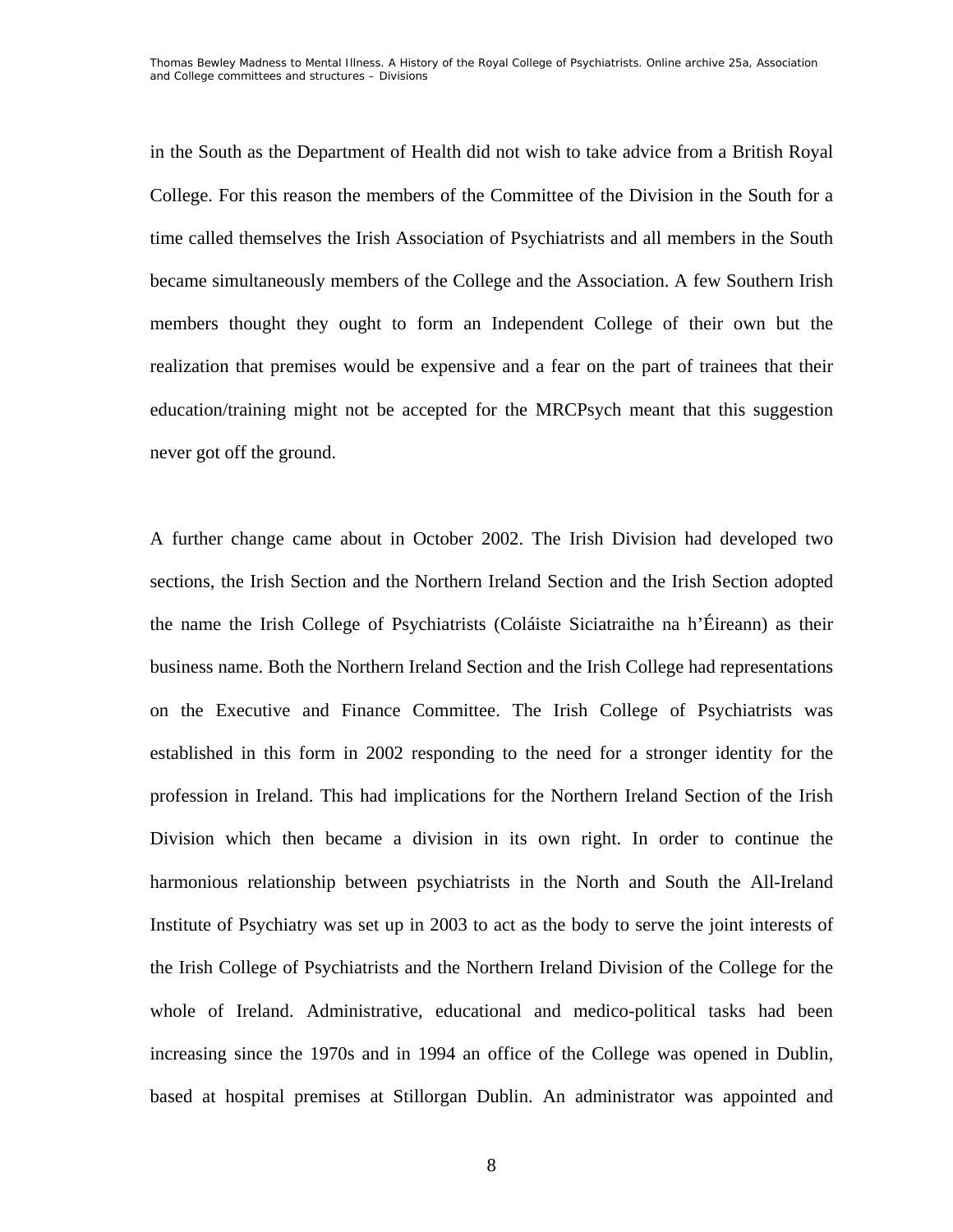in the South as the Department of Health did not wish to take advice from a British Royal College. For this reason the members of the Committee of the Division in the South for a time called themselves the Irish Association of Psychiatrists and all members in the South became simultaneously members of the College and the Association. A few Southern Irish members thought they ought to form an Independent College of their own but the realization that premises would be expensive and a fear on the part of trainees that their education/training might not be accepted for the MRCPsych meant that this suggestion never got off the ground.

A further change came about in October 2002. The Irish Division had developed two sections, the Irish Section and the Northern Ireland Section and the Irish Section adopted the name the Irish College of Psychiatrists (Coláiste Siciatraithe na h'Éireann) as their business name. Both the Northern Ireland Section and the Irish College had representations on the Executive and Finance Committee. The Irish College of Psychiatrists was established in this form in 2002 responding to the need for a stronger identity for the profession in Ireland. This had implications for the Northern Ireland Section of the Irish Division which then became a division in its own right. In order to continue the harmonious relationship between psychiatrists in the North and South the All-Ireland Institute of Psychiatry was set up in 2003 to act as the body to serve the joint interests of the Irish College of Psychiatrists and the Northern Ireland Division of the College for the whole of Ireland. Administrative, educational and medico-political tasks had been increasing since the 1970s and in 1994 an office of the College was opened in Dublin, based at hospital premises at Stillorgan Dublin. An administrator was appointed and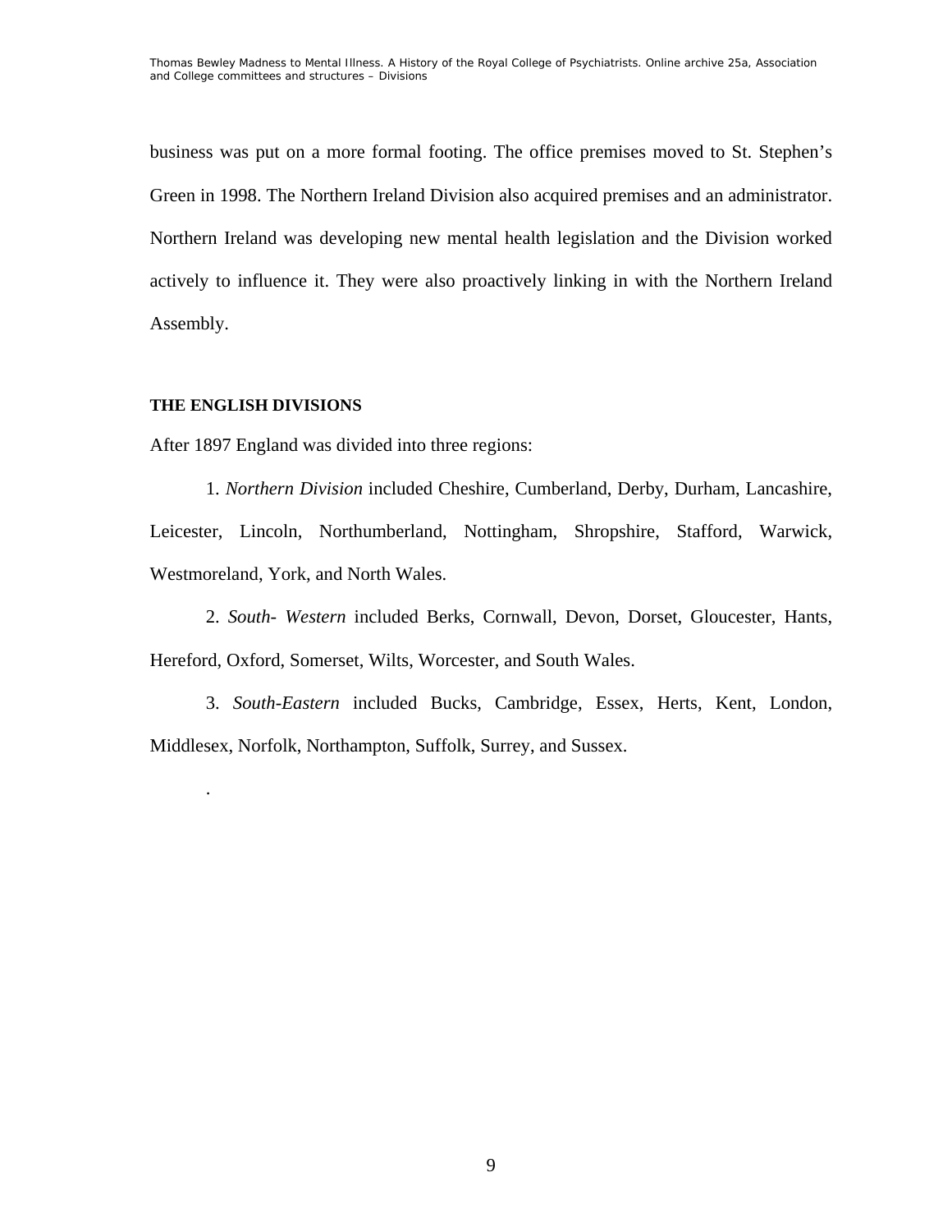business was put on a more formal footing. The office premises moved to St. Stephen's Green in 1998. The Northern Ireland Division also acquired premises and an administrator. Northern Ireland was developing new mental health legislation and the Division worked actively to influence it. They were also proactively linking in with the Northern Ireland Assembly.

**THE ENGLISH DIVISIONS**

After 1897 England was divided into three regions:

1. *Northern Division* included Cheshire, Cumberland, Derby, Durham, Lancashire, Leicester, Lincoln, Northumberland, Nottingham, Shropshire, Stafford, Warwick, Westmoreland, York, and North Wales.

2. *South- Western* included Berks, Cornwall, Devon, Dorset, Gloucester, Hants, Hereford, Oxford, Somerset, Wilts, Worcester, and South Wales.

3. *South-Eastern* included Bucks, Cambridge, Essex, Herts, Kent, London, Middlesex, Norfolk, Northampton, Suffolk, Surrey, and Sussex.

.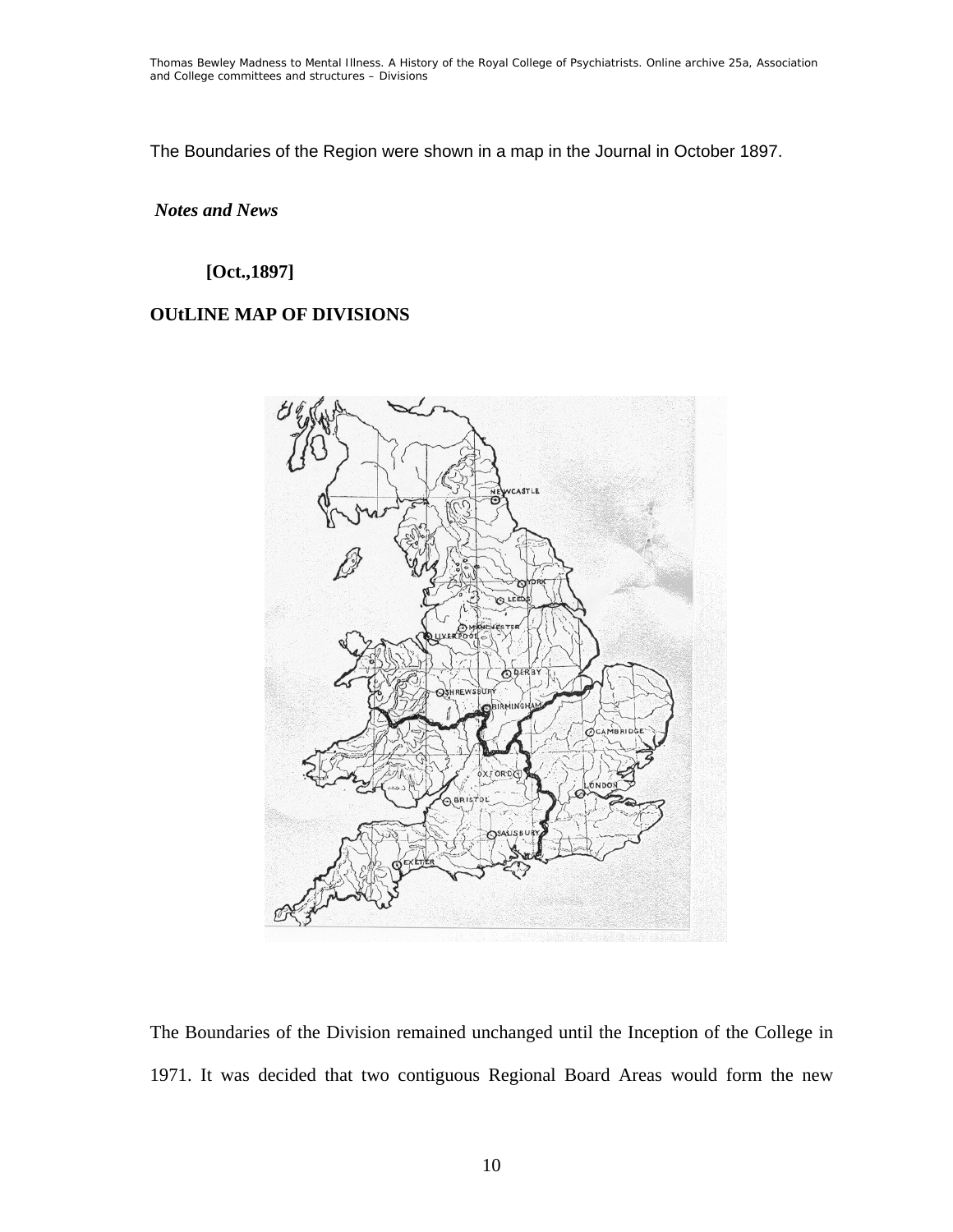The Boundaries of the Region were shown in a map in the Journal in October 1897.

*Notes and News*

**[Oct.,1897]**

**OUtLINE MAP OF DIVISIONS**

The Boundaries of the Division remained unchanged until the Inception of the College in 1971. It was decided that two contiguous Regional Board Areas would form the new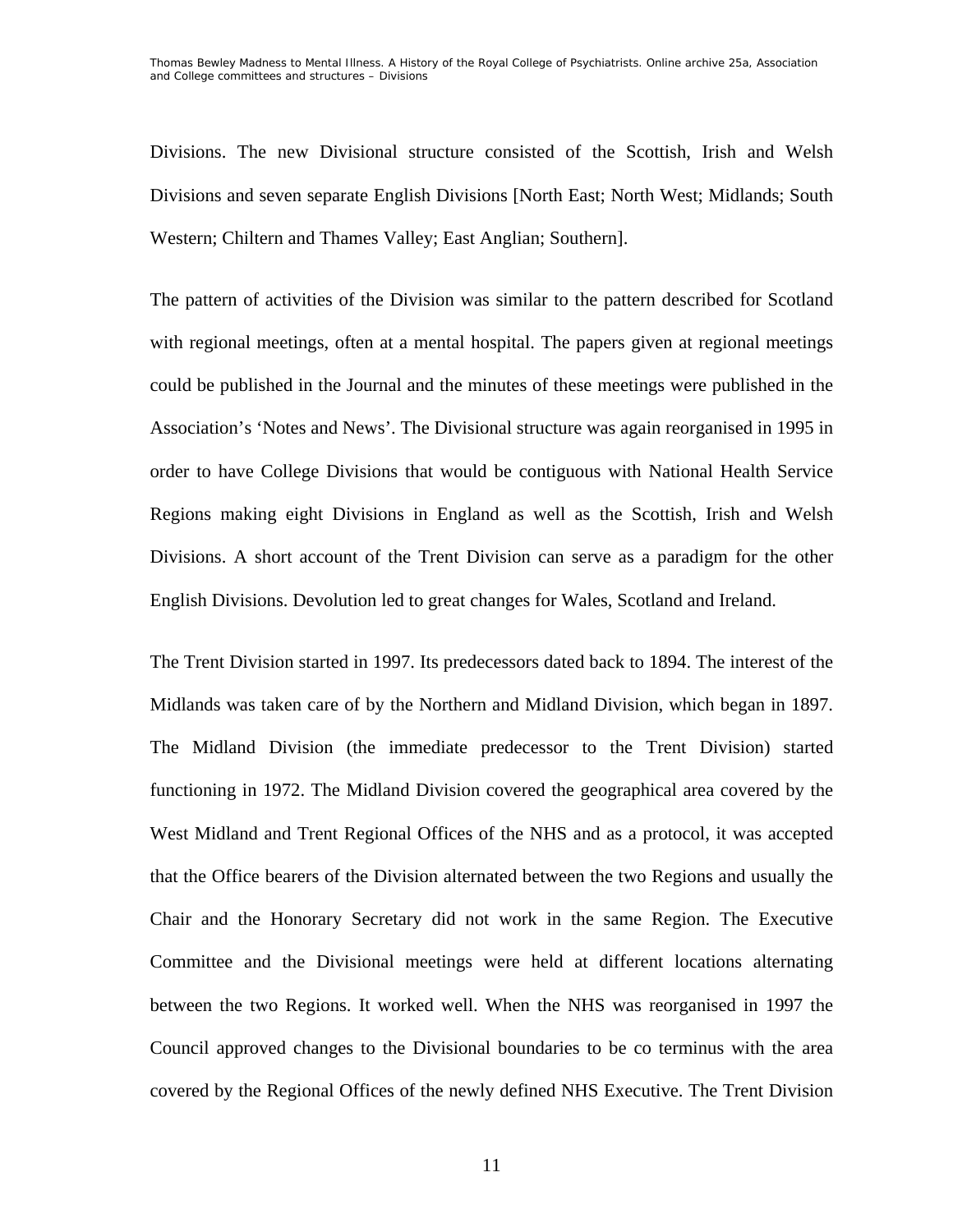Divisions. The new Divisional structure consisted of the Scottish, Irish and Welsh Divisions and seven separate English Divisions [North East; North West; Midlands; South Western; Chiltern and Thames Valley; East Anglian; Southern].

The pattern of activities of the Division was similar to the pattern described for Scotland with regional meetings, often at a mental hospital. The papers given at regional meetings could be published in the Journal and the minutes of these meetings were published in the Association's 'Notes and News'. The Divisional structure was again reorganised in 1995 in order to have College Divisions that would be contiguous with National Health Service Regions making eight Divisions in England as well as the Scottish, Irish and Welsh Divisions. A short account of the Trent Division can serve as a paradigm for the other English Divisions. Devolution led to great changes for Wales, Scotland and Ireland.

The Trent Division started in 1997. Its predecessors dated back to 1894. The interest of the Midlands was taken care of by the Northern and Midland Division, which began in 1897. The Midland Division (the immediate predecessor to the Trent Division) started functioning in 1972. The Midland Division covered the geographical area covered by the West Midland and Trent Regional Offices of the NHS and as a protocol, it was accepted that the Office bearers of the Division alternated between the two Regions and usually the Chair and the Honorary Secretary did not work in the same Region. The Executive Committee and the Divisional meetings were held at different locations alternating between the two Regions. It worked well. When the NHS was reorganised in 1997 the Council approved changes to the Divisional boundaries to be co terminus with the area covered by the Regional Offices of the newly defined NHS Executive. The Trent Division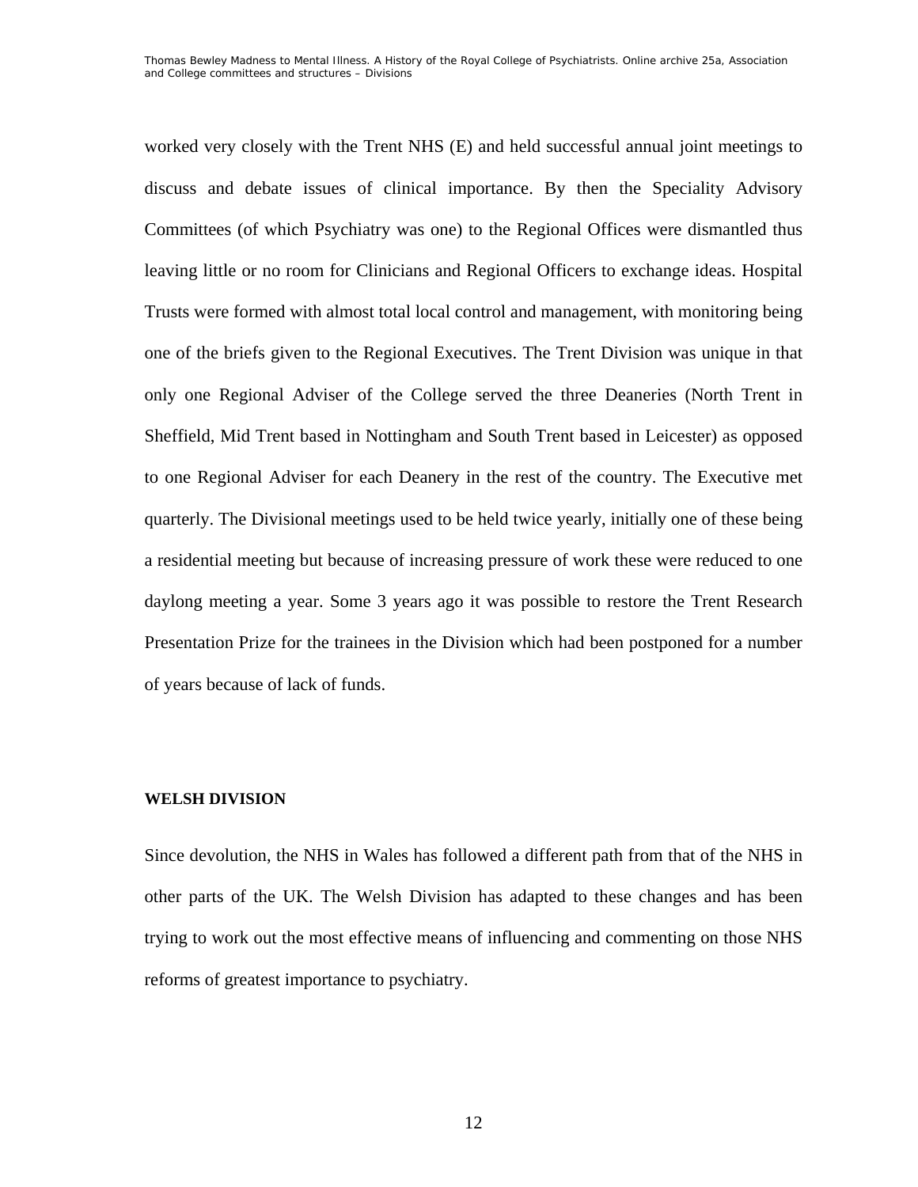worked very closely with the Trent NHS (E) and held successful annual joint meetings to discuss and debate issues of clinical importance. By then the Speciality Advisory Committees (of which Psychiatry was one) to the Regional Offices were dismantled thus leaving little or no room for Clinicians and Regional Officers to exchange ideas. Hospital Trusts were formed with almost total local control and management, with monitoring being one of the briefs given to the Regional Executives. The Trent Division was unique in that only one Regional Adviser of the College served the three Deaneries (North Trent in Sheffield, Mid Trent based in Nottingham and South Trent based in Leicester) as opposed to one Regional Adviser for each Deanery in the rest of the country. The Executive met quarterly. The Divisional meetings used to be held twice yearly, initially one of these being a residential meeting but because of increasing pressure of work these were reduced to one daylong meeting a year. Some 3 years ago it was possible to restore the Trent Research Presentation Prize for the trainees in the Division which had been postponed for a number of years because of lack of funds.

**WELSH DIVISION**

Since devolution, the NHS in Wales has followed a different path from that of the NHS in other parts of the UK. The Welsh Division has adapted to these changes and has been trying to work out the most effective means of influencing and commenting on those NHS reforms of greatest importance to psychiatry.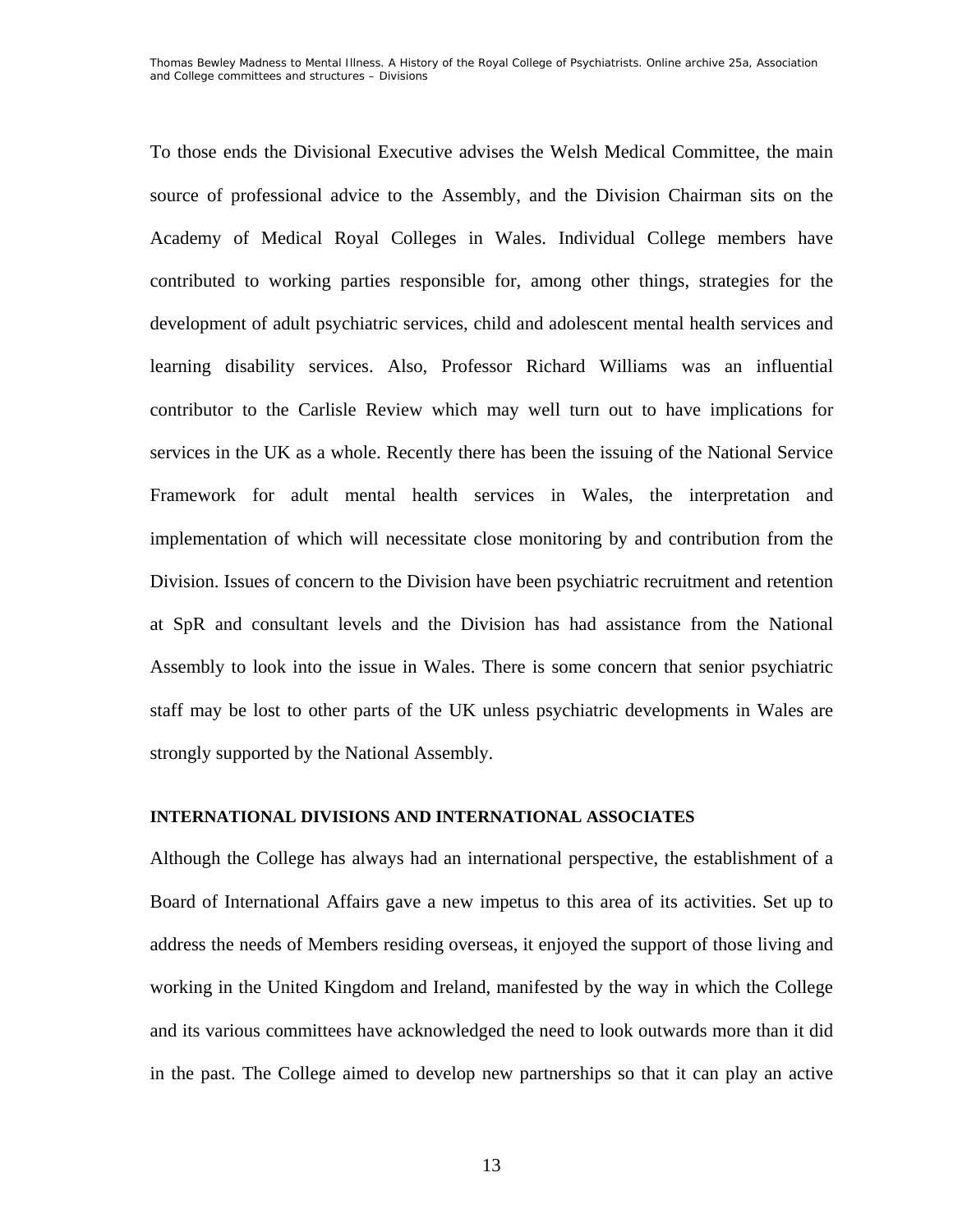To those ends the Divisional Executive advises the Welsh Medical Committee, the main source of professional advice to the Assembly, and the Division Chairman sits on the Academy of Medical Royal Colleges in Wales. Individual College members have contributed to working parties responsible for, among other things, strategies for the development of adult psychiatric services, child and adolescent mental health services and learning disability services. Also, Professor Richard Williams was an influential contributor to the Carlisle Review which may well turn out to have implications for services in the UK as a whole. Recently there has been the issuing of the National Service Framework for adult mental health services in Wales, the interpretation and implementation of which will necessitate close monitoring by and contribution from the Division. Issues of concern to the Division have been psychiatric recruitment and retention at SpR and consultant levels and the Division has had assistance from the National Assembly to look into the issue in Wales. There is some concern that senior psychiatric staff may be lost to other parts of the UK unless psychiatric developments in Wales are strongly supported by the National Assembly.

## INTERNATIONAL DIVISIONS AND INTERNATIONAL ASSOCIATES

Although the College has always had an international perspective, the establishment of a Board of International Affairs gave a new impetus to this area of its activities. Set up to address the needs of Members residing overseas, it enjoyed the support of those living and working in the United Kingdom and Ireland, manifested by the way in which the College and its various committees have acknowledged the need to look outwards more than it did in the past. The College aimed to develop new partnerships so that it can play an active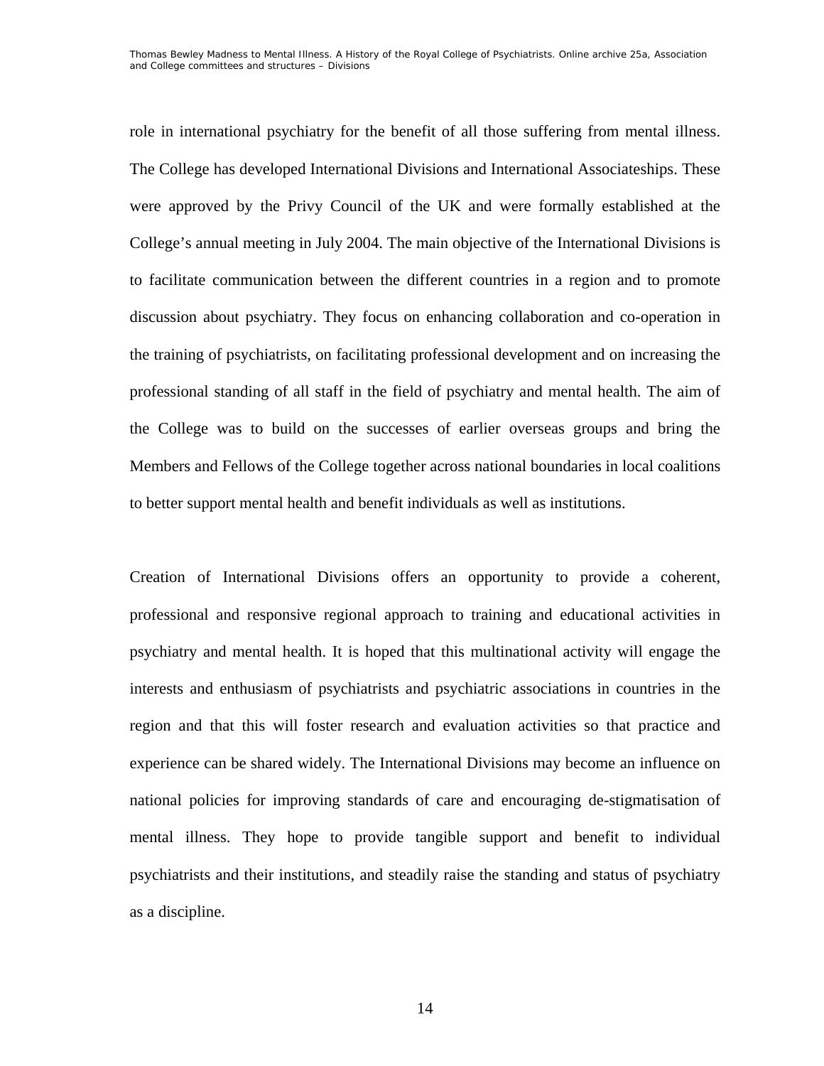role in international psychiatry for the benefit of all those suffering from mental illness. The College has developed International Divisions and International Associateships. These were approved by the Privy Council of the UK and were formally established at the College's annual meeting in July 2004. The main objective of the International Divisions is to facilitate communication between the different countries in a region and to promote discussion about psychiatry. They focus on enhancing collaboration and co-operation in the training of psychiatrists, on facilitating professional development and on increasing the professional standing of all staff in the field of psychiatry and mental health. The aim of the College was to build on the successes of earlier overseas groups and bring the Members and Fellows of the College together across national boundaries in local coalitions to better support mental health and benefit individuals as well as institutions.

Creation of International Divisions offers an opportunity to provide a coherent, professional and responsive regional approach to training and educational activities in psychiatry and mental health. It is hoped that this multinational activity will engage the interests and enthusiasm of psychiatrists and psychiatric associations in countries in the region and that this will foster research and evaluation activities so that practice and experience can be shared widely. The International Divisions may become an influence on national policies for improving standards of care and encouraging de-stigmatisation of mental illness. They hope to provide tangible support and benefit to individual psychiatrists and their institutions, and steadily raise the standing and status of psychiatry as a discipline.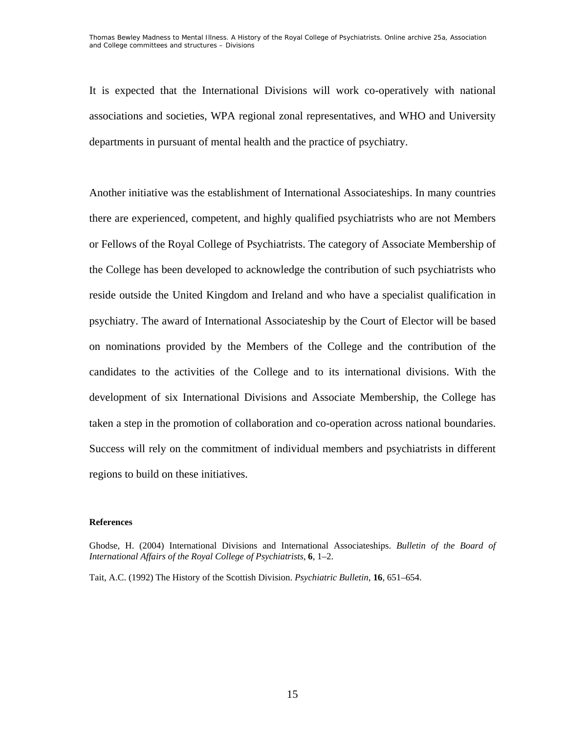It is expected that the International Divisions will work co-operatively with national associations and societies, WPA regional zonal representatives, and WHO and University departments in pursuant of mental health and the practice of psychiatry.

Another initiative was the establishment of International Associateships. In many countries there are experienced, competent, and highly qualified psychiatrists who are not Members or Fellows of the Royal College of Psychiatrists. The category of Associate Membership of the College has been developed to acknowledge the contribution of such psychiatrists who reside outside the United Kingdom and Ireland and who have a specialist qualification in psychiatry. The award of International Associateship by the Court of Elector will be based on nominations provided by the Members of the College and the contribution of the candidates to the activities of the College and to its international divisions. With the development of six International Divisions and Associate Membership, the College has taken a step in the promotion of collaboration and co-operation across national boundaries. Success will rely on the commitment of individual members and psychiatrists in different regions to build on these initiatives.

**References**

Ghodse, H. (2004) International Divisions and International Associateships. *Bulletin of the Board of International Affairs of the Royal College of Psychiatrists*, **6**, 1–2.

Tait, A.C. (1992) The History of the Scottish Division. *Psychiatric Bulletin*, **16**, 651–654.